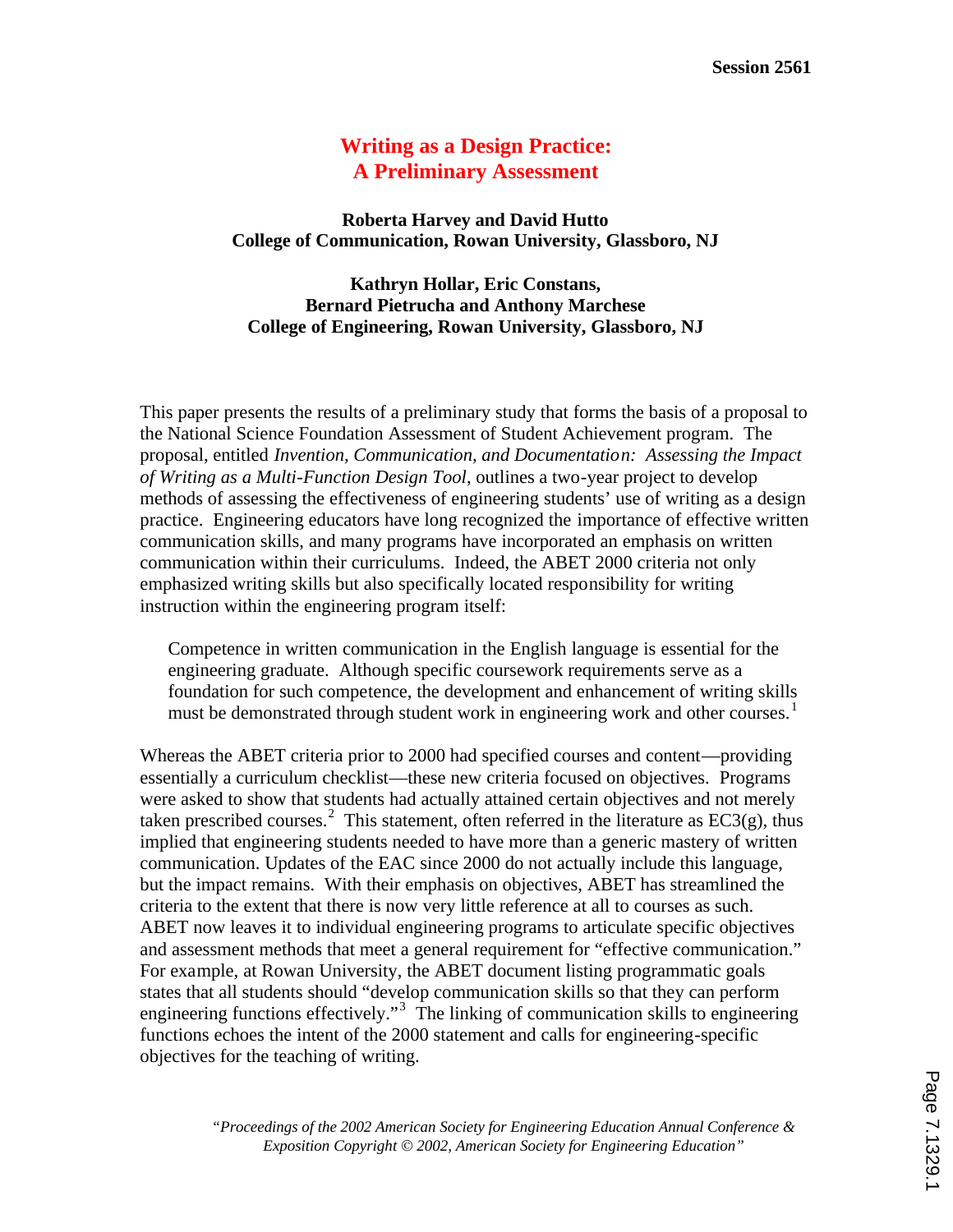# Writing as a Design Practice: A Preliminary Assessment

**Roberta Harvey and David Hutto**
**College of Communication, Rowan University, Glassboro, NJ**

**Kathryn Hollar, Eric Constans, Bernard Pietrucha and Anthony Marchese**
**College of Engineering, Rowan University, Glassboro, NJ**

This paper presents the results of a preliminary study that forms the basis of a proposal to the National Science Foundation Assessment of Student Achievement program. The proposal, entitled *Invention, Communication, and Documentation: Assessing the Impact of Writing as a Multi-Function Design Tool*, outlines a two-year project to develop methods of assessing the effectiveness of engineering students' use of writing as a design practice. Engineering educators have long recognized the importance of effective written communication skills, and many programs have incorporated an emphasis on written communication within their curriculums. Indeed, the ABET 2000 criteria not only emphasized writing skills but also specifically located responsibility for writing instruction within the engineering program itself:

> Competence in written communication in the English language is essential for the engineering graduate. Although specific coursework requirements serve as a foundation for such competence, the development and enhancement of writing skills must be demonstrated through student work in engineering work and other courses.[1]

Whereas the ABET criteria prior to 2000 had specified courses and content—providing essentially a curriculum checklist—these new criteria focused on objectives. Programs were asked to show that students had actually attained certain objectives and not merely taken prescribed courses.[2] This statement, often referred in the literature as EC3(g), thus implied that engineering students needed to have more than a generic mastery of written communication. Updates of the EAC since 2000 do not actually include this language, but the impact remains. With their emphasis on objectives, ABET has streamlined the criteria to the extent that there is now very little reference at all to courses as such. ABET now leaves it to individual engineering programs to articulate specific objectives and assessment methods that meet a general requirement for "effective communication." For example, at Rowan University, the ABET document listing programmatic goals states that all students should "develop communication skills so that they can perform engineering functions effectively."[3] The linking of communication skills to engineering functions echoes the intent of the 2000 statement and calls for engineering-specific objectives for the teaching of writing.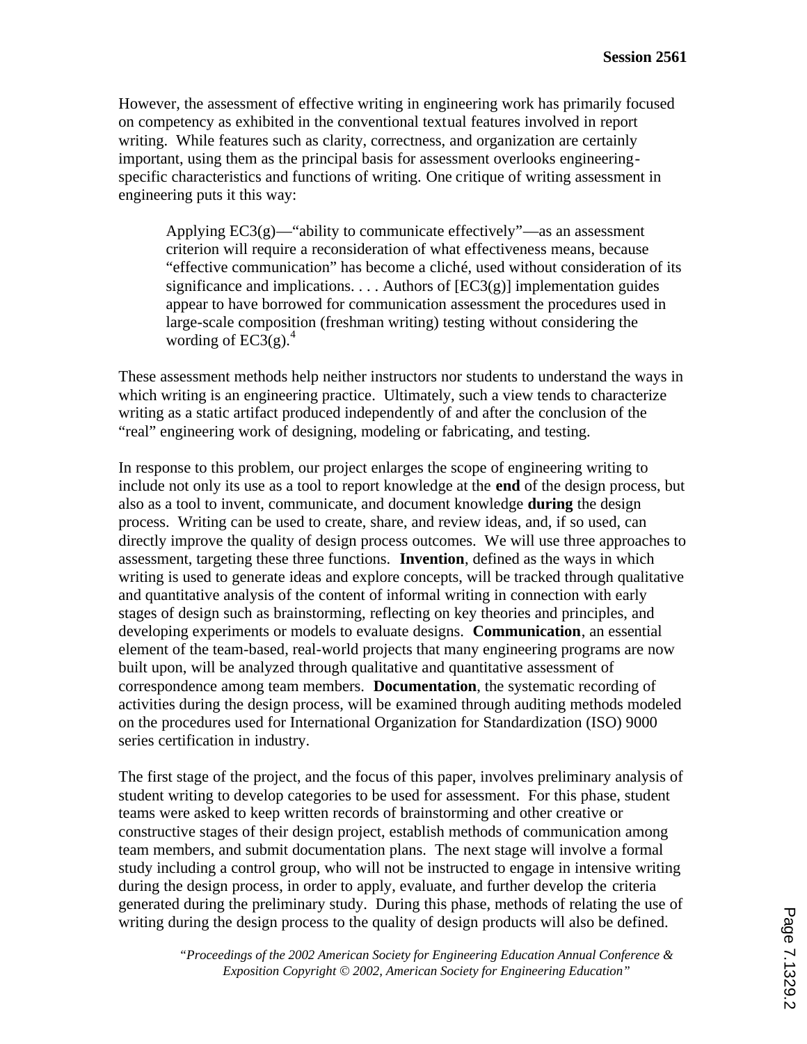However, the assessment of effective writing in engineering work has primarily focused on competency as exhibited in the conventional textual features involved in report writing. While features such as clarity, correctness, and organization are certainly important, using them as the principal basis for assessment overlooks engineering-specific characteristics and functions of writing. One critique of writing assessment in engineering puts it this way:

> Applying EC3(g)—"ability to communicate effectively"—as an assessment criterion will require a reconsideration of what effectiveness means, because "effective communication" has become a cliché, used without consideration of its significance and implications. . . . Authors of [EC3(g)] implementation guides appear to have borrowed for communication assessment the procedures used in large-scale composition (freshman writing) testing without considering the wording of EC3(g).[4]

These assessment methods help neither instructors nor students to understand the ways in which writing is an engineering practice. Ultimately, such a view tends to characterize writing as a static artifact produced independently of and after the conclusion of the "real" engineering work of designing, modeling or fabricating, and testing.

In response to this problem, our project enlarges the scope of engineering writing to include not only its use as a tool to report knowledge at the **end** of the design process, but also as a tool to invent, communicate, and document knowledge **during** the design process. Writing can be used to create, share, and review ideas, and, if so used, can directly improve the quality of design process outcomes. We will use three approaches to assessment, targeting these three functions. **Invention**, defined as the ways in which writing is used to generate ideas and explore concepts, will be tracked through qualitative and quantitative analysis of the content of informal writing in connection with early stages of design such as brainstorming, reflecting on key theories and principles, and developing experiments or models to evaluate designs. **Communication**, an essential element of the team-based, real-world projects that many engineering programs are now built upon, will be analyzed through qualitative and quantitative assessment of correspondence among team members. **Documentation**, the systematic recording of activities during the design process, will be examined through auditing methods modeled on the procedures used for International Organization for Standardization (ISO) 9000 series certification in industry.

The first stage of the project, and the focus of this paper, involves preliminary analysis of student writing to develop categories to be used for assessment. For this phase, student teams were asked to keep written records of brainstorming and other creative or constructive stages of their design project, establish methods of communication among team members, and submit documentation plans. The next stage will involve a formal study including a control group, who will not be instructed to engage in intensive writing during the design process, in order to apply, evaluate, and further develop the criteria generated during the preliminary study. During this phase, methods of relating the use of writing during the design process to the quality of design products will also be defined.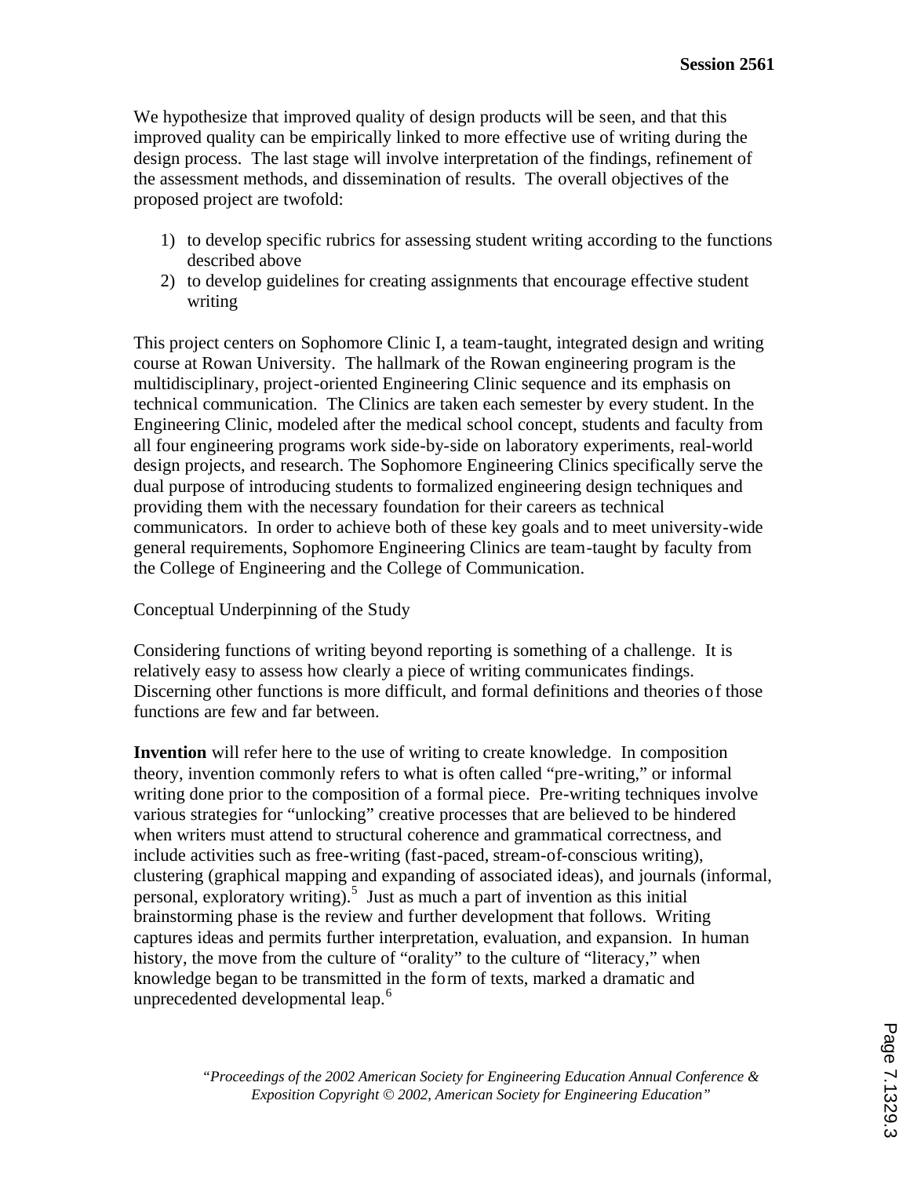We hypothesize that improved quality of design products will be seen, and that this improved quality can be empirically linked to more effective use of writing during the design process. The last stage will involve interpretation of the findings, refinement of the assessment methods, and dissemination of results. The overall objectives of the proposed project are twofold:

1) to develop specific rubrics for assessing student writing according to the functions described above
2) to develop guidelines for creating assignments that encourage effective student writing

This project centers on Sophomore Clinic I, a team-taught, integrated design and writing course at Rowan University. The hallmark of the Rowan engineering program is the multidisciplinary, project-oriented Engineering Clinic sequence and its emphasis on technical communication. The Clinics are taken each semester by every student. In the Engineering Clinic, modeled after the medical school concept, students and faculty from all four engineering programs work side-by-side on laboratory experiments, real-world design projects, and research. The Sophomore Engineering Clinics specifically serve the dual purpose of introducing students to formalized engineering design techniques and providing them with the necessary foundation for their careers as technical communicators. In order to achieve both of these key goals and to meet university-wide general requirements, Sophomore Engineering Clinics are team-taught by faculty from the College of Engineering and the College of Communication.

## Conceptual Underpinning of the Study

Considering functions of writing beyond reporting is something of a challenge. It is relatively easy to assess how clearly a piece of writing communicates findings. Discerning other functions is more difficult, and formal definitions and theories of those functions are few and far between.

**Invention** will refer here to the use of writing to create knowledge. In composition theory, invention commonly refers to what is often called "pre-writing," or informal writing done prior to the composition of a formal piece. Pre-writing techniques involve various strategies for "unlocking" creative processes that are believed to be hindered when writers must attend to structural coherence and grammatical correctness, and include activities such as free-writing (fast-paced, stream-of-conscious writing), clustering (graphical mapping and expanding of associated ideas), and journals (informal, personal, exploratory writing).[5] Just as much a part of invention as this initial brainstorming phase is the review and further development that follows. Writing captures ideas and permits further interpretation, evaluation, and expansion. In human history, the move from the culture of "orality" to the culture of "literacy," when knowledge began to be transmitted in the form of texts, marked a dramatic and unprecedented developmental leap.[6]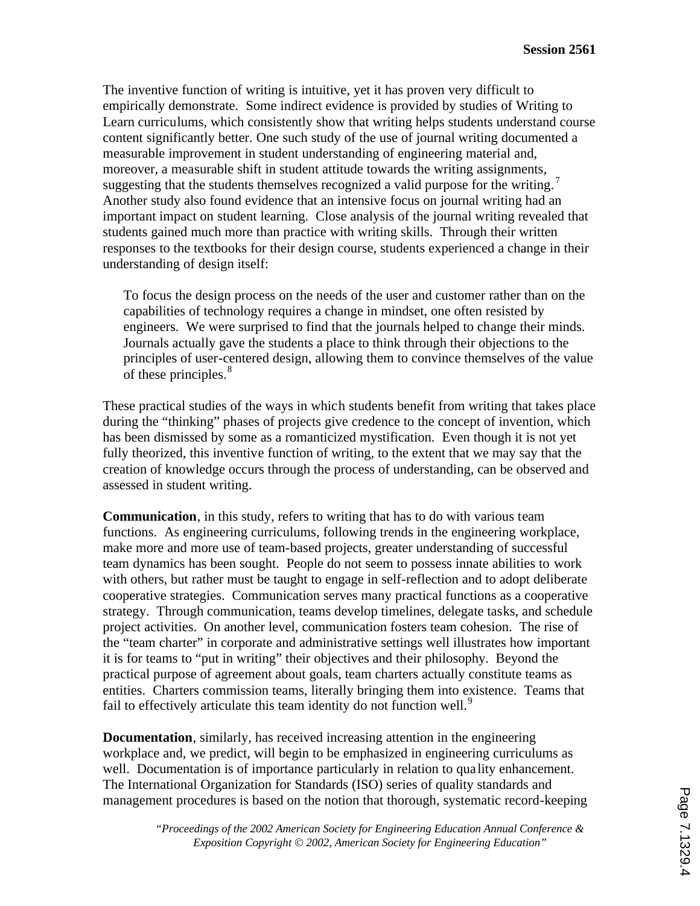The inventive function of writing is intuitive, yet it has proven very difficult to empirically demonstrate. Some indirect evidence is provided by studies of Writing to Learn curriculums, which consistently show that writing helps students understand course content significantly better. One such study of the use of journal writing documented a measurable improvement in student understanding of engineering material and, moreover, a measurable shift in student attitude towards the writing assignments, suggesting that the students themselves recognized a valid purpose for the writing.[7] Another study also found evidence that an intensive focus on journal writing had an important impact on student learning. Close analysis of the journal writing revealed that students gained much more than practice with writing skills. Through their written responses to the textbooks for their design course, students experienced a change in their understanding of design itself:

> To focus the design process on the needs of the user and customer rather than on the capabilities of technology requires a change in mindset, one often resisted by engineers. We were surprised to find that the journals helped to change their minds. Journals actually gave the students a place to think through their objections to the principles of user-centered design, allowing them to convince themselves of the value of these principles.[8]

These practical studies of the ways in which students benefit from writing that takes place during the "thinking" phases of projects give credence to the concept of invention, which has been dismissed by some as a romanticized mystification. Even though it is not yet fully theorized, this inventive function of writing, to the extent that we may say that the creation of knowledge occurs through the process of understanding, can be observed and assessed in student writing.

**Communication**, in this study, refers to writing that has to do with various team functions. As engineering curriculums, following trends in the engineering workplace, make more and more use of team-based projects, greater understanding of successful team dynamics has been sought. People do not seem to possess innate abilities to work with others, but rather must be taught to engage in self-reflection and to adopt deliberate cooperative strategies. Communication serves many practical functions as a cooperative strategy. Through communication, teams develop timelines, delegate tasks, and schedule project activities. On another level, communication fosters team cohesion. The rise of the "team charter" in corporate and administrative settings well illustrates how important it is for teams to "put in writing" their objectives and their philosophy. Beyond the practical purpose of agreement about goals, team charters actually constitute teams as entities. Charters commission teams, literally bringing them into existence. Teams that fail to effectively articulate this team identity do not function well.[9]

**Documentation**, similarly, has received increasing attention in the engineering workplace and, we predict, will begin to be emphasized in engineering curriculums as well. Documentation is of importance particularly in relation to quality enhancement. The International Organization for Standards (ISO) series of quality standards and management procedures is based on the notion that thorough, systematic record-keeping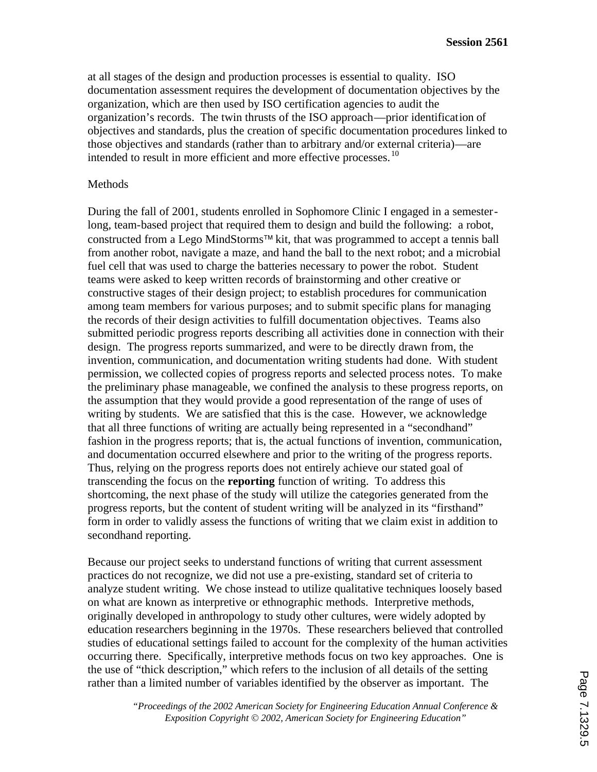at all stages of the design and production processes is essential to quality. ISO documentation assessment requires the development of documentation objectives by the organization, which are then used by ISO certification agencies to audit the organization's records. The twin thrusts of the ISO approach—prior identification of objectives and standards, plus the creation of specific documentation procedures linked to those objectives and standards (rather than to arbitrary and/or external criteria)—are intended to result in more efficient and more effective processes.[10]

## Methods

During the fall of 2001, students enrolled in Sophomore Clinic I engaged in a semester-long, team-based project that required them to design and build the following: a robot, constructed from a Lego MindStorms™ kit, that was programmed to accept a tennis ball from another robot, navigate a maze, and hand the ball to the next robot; and a microbial fuel cell that was used to charge the batteries necessary to power the robot. Student teams were asked to keep written records of brainstorming and other creative or constructive stages of their design project; to establish procedures for communication among team members for various purposes; and to submit specific plans for managing the records of their design activities to fulfill documentation objectives. Teams also submitted periodic progress reports describing all activities done in connection with their design. The progress reports summarized, and were to be directly drawn from, the invention, communication, and documentation writing students had done. With student permission, we collected copies of progress reports and selected process notes. To make the preliminary phase manageable, we confined the analysis to these progress reports, on the assumption that they would provide a good representation of the range of uses of writing by students. We are satisfied that this is the case. However, we acknowledge that all three functions of writing are actually being represented in a "secondhand" fashion in the progress reports; that is, the actual functions of invention, communication, and documentation occurred elsewhere and prior to the writing of the progress reports. Thus, relying on the progress reports does not entirely achieve our stated goal of transcending the focus on the **reporting** function of writing. To address this shortcoming, the next phase of the study will utilize the categories generated from the progress reports, but the content of student writing will be analyzed in its "firsthand" form in order to validly assess the functions of writing that we claim exist in addition to secondhand reporting.

Because our project seeks to understand functions of writing that current assessment practices do not recognize, we did not use a pre-existing, standard set of criteria to analyze student writing. We chose instead to utilize qualitative techniques loosely based on what are known as interpretive or ethnographic methods. Interpretive methods, originally developed in anthropology to study other cultures, were widely adopted by education researchers beginning in the 1970s. These researchers believed that controlled studies of educational settings failed to account for the complexity of the human activities occurring there. Specifically, interpretive methods focus on two key approaches. One is the use of "thick description," which refers to the inclusion of all details of the setting rather than a limited number of variables identified by the observer as important. The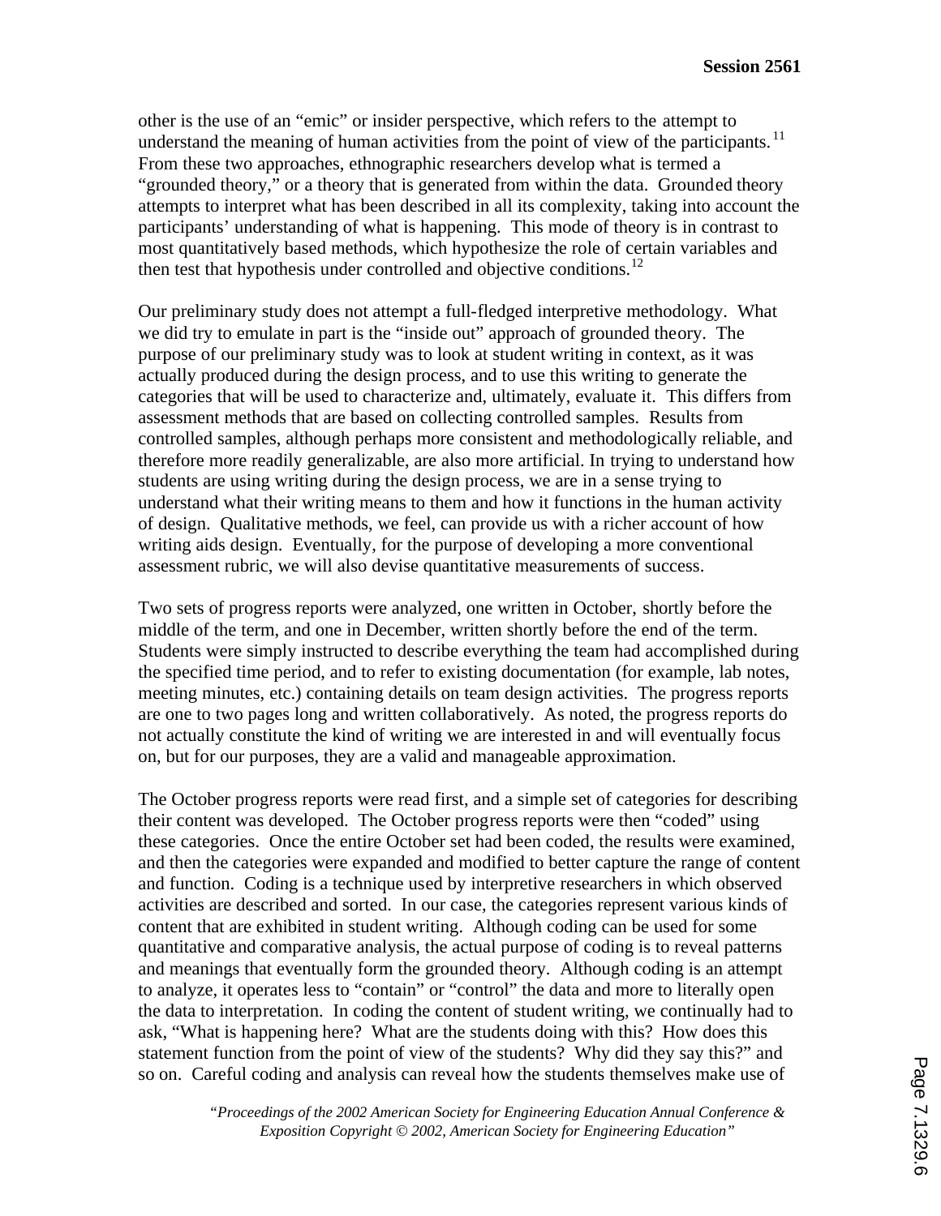other is the use of an "emic" or insider perspective, which refers to the attempt to understand the meaning of human activities from the point of view of the participants.[11] From these two approaches, ethnographic researchers develop what is termed a "grounded theory," or a theory that is generated from within the data. Grounded theory attempts to interpret what has been described in all its complexity, taking into account the participants' understanding of what is happening. This mode of theory is in contrast to most quantitatively based methods, which hypothesize the role of certain variables and then test that hypothesis under controlled and objective conditions.[12]

Our preliminary study does not attempt a full-fledged interpretive methodology. What we did try to emulate in part is the "inside out" approach of grounded theory. The purpose of our preliminary study was to look at student writing in context, as it was actually produced during the design process, and to use this writing to generate the categories that will be used to characterize and, ultimately, evaluate it. This differs from assessment methods that are based on collecting controlled samples. Results from controlled samples, although perhaps more consistent and methodologically reliable, and therefore more readily generalizable, are also more artificial. In trying to understand how students are using writing during the design process, we are in a sense trying to understand what their writing means to them and how it functions in the human activity of design. Qualitative methods, we feel, can provide us with a richer account of how writing aids design. Eventually, for the purpose of developing a more conventional assessment rubric, we will also devise quantitative measurements of success.

Two sets of progress reports were analyzed, one written in October, shortly before the middle of the term, and one in December, written shortly before the end of the term. Students were simply instructed to describe everything the team had accomplished during the specified time period, and to refer to existing documentation (for example, lab notes, meeting minutes, etc.) containing details on team design activities. The progress reports are one to two pages long and written collaboratively. As noted, the progress reports do not actually constitute the kind of writing we are interested in and will eventually focus on, but for our purposes, they are a valid and manageable approximation.

The October progress reports were read first, and a simple set of categories for describing their content was developed. The October progress reports were then "coded" using these categories. Once the entire October set had been coded, the results were examined, and then the categories were expanded and modified to better capture the range of content and function. Coding is a technique used by interpretive researchers in which observed activities are described and sorted. In our case, the categories represent various kinds of content that are exhibited in student writing. Although coding can be used for some quantitative and comparative analysis, the actual purpose of coding is to reveal patterns and meanings that eventually form the grounded theory. Although coding is an attempt to analyze, it operates less to "contain" or "control" the data and more to literally open the data to interpretation. In coding the content of student writing, we continually had to ask, "What is happening here? What are the students doing with this? How does this statement function from the point of view of the students? Why did they say this?" and so on. Careful coding and analysis can reveal how the students themselves make use of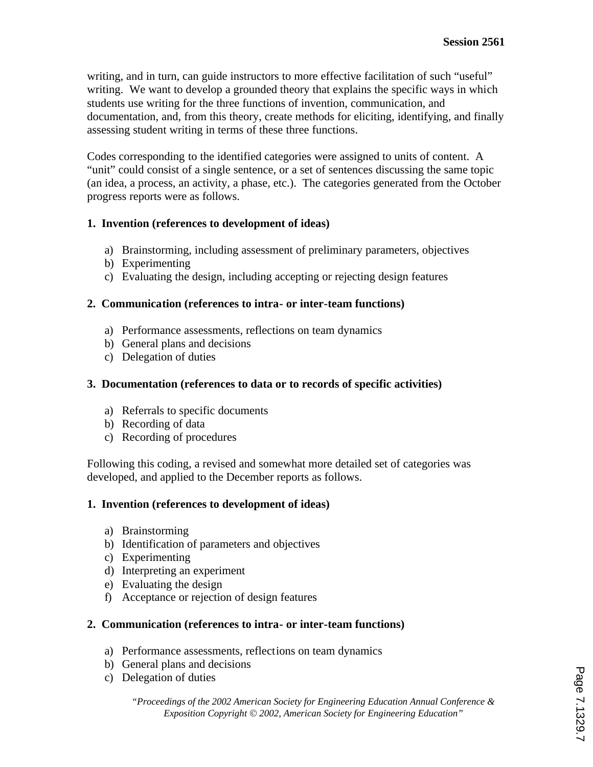writing, and in turn, can guide instructors to more effective facilitation of such "useful" writing. We want to develop a grounded theory that explains the specific ways in which students use writing for the three functions of invention, communication, and documentation, and, from this theory, create methods for eliciting, identifying, and finally assessing student writing in terms of these three functions.

Codes corresponding to the identified categories were assigned to units of content. A "unit" could consist of a single sentence, or a set of sentences discussing the same topic (an idea, a process, an activity, a phase, etc.). The categories generated from the October progress reports were as follows.

**1. Invention (references to development of ideas)**

a) Brainstorming, including assessment of preliminary parameters, objectives
b) Experimenting
c) Evaluating the design, including accepting or rejecting design features

**2. Communication (references to intra- or inter-team functions)**

a) Performance assessments, reflections on team dynamics
b) General plans and decisions
c) Delegation of duties

**3. Documentation (references to data or to records of specific activities)**

a) Referrals to specific documents
b) Recording of data
c) Recording of procedures

Following this coding, a revised and somewhat more detailed set of categories was developed, and applied to the December reports as follows.

**1. Invention (references to development of ideas)**

a) Brainstorming
b) Identification of parameters and objectives
c) Experimenting
d) Interpreting an experiment
e) Evaluating the design
f) Acceptance or rejection of design features

**2. Communication (references to intra- or inter-team functions)**

a) Performance assessments, reflections on team dynamics
b) General plans and decisions
c) Delegation of duties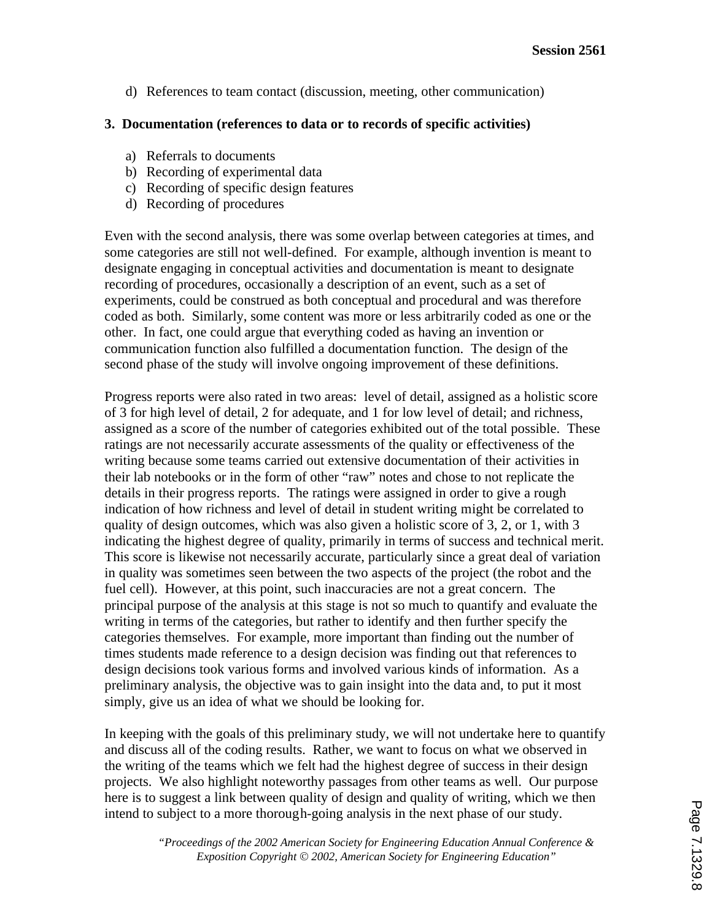d) References to team contact (discussion, meeting, other communication)

**3. Documentation (references to data or to records of specific activities)**

a) Referrals to documents
b) Recording of experimental data
c) Recording of specific design features
d) Recording of procedures

Even with the second analysis, there was some overlap between categories at times, and some categories are still not well-defined. For example, although invention is meant to designate engaging in conceptual activities and documentation is meant to designate recording of procedures, occasionally a description of an event, such as a set of experiments, could be construed as both conceptual and procedural and was therefore coded as both. Similarly, some content was more or less arbitrarily coded as one or the other. In fact, one could argue that everything coded as having an invention or communication function also fulfilled a documentation function. The design of the second phase of the study will involve ongoing improvement of these definitions.

Progress reports were also rated in two areas: level of detail, assigned as a holistic score of 3 for high level of detail, 2 for adequate, and 1 for low level of detail; and richness, assigned as a score of the number of categories exhibited out of the total possible. These ratings are not necessarily accurate assessments of the quality or effectiveness of the writing because some teams carried out extensive documentation of their activities in their lab notebooks or in the form of other "raw" notes and chose to not replicate the details in their progress reports. The ratings were assigned in order to give a rough indication of how richness and level of detail in student writing might be correlated to quality of design outcomes, which was also given a holistic score of 3, 2, or 1, with 3 indicating the highest degree of quality, primarily in terms of success and technical merit. This score is likewise not necessarily accurate, particularly since a great deal of variation in quality was sometimes seen between the two aspects of the project (the robot and the fuel cell). However, at this point, such inaccuracies are not a great concern. The principal purpose of the analysis at this stage is not so much to quantify and evaluate the writing in terms of the categories, but rather to identify and then further specify the categories themselves. For example, more important than finding out the number of times students made reference to a design decision was finding out that references to design decisions took various forms and involved various kinds of information. As a preliminary analysis, the objective was to gain insight into the data and, to put it most simply, give us an idea of what we should be looking for.

In keeping with the goals of this preliminary study, we will not undertake here to quantify and discuss all of the coding results. Rather, we want to focus on what we observed in the writing of the teams which we felt had the highest degree of success in their design projects. We also highlight noteworthy passages from other teams as well. Our purpose here is to suggest a link between quality of design and quality of writing, which we then intend to subject to a more thorough-going analysis in the next phase of our study.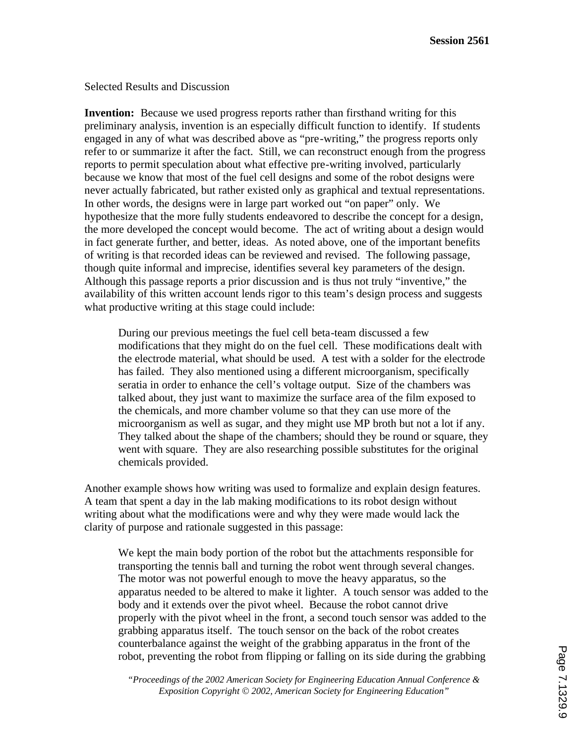Selected Results and Discussion

**Invention:** Because we used progress reports rather than firsthand writing for this preliminary analysis, invention is an especially difficult function to identify. If students engaged in any of what was described above as "pre-writing," the progress reports only refer to or summarize it after the fact. Still, we can reconstruct enough from the progress reports to permit speculation about what effective pre-writing involved, particularly because we know that most of the fuel cell designs and some of the robot designs were never actually fabricated, but rather existed only as graphical and textual representations. In other words, the designs were in large part worked out "on paper" only. We hypothesize that the more fully students endeavored to describe the concept for a design, the more developed the concept would become. The act of writing about a design would in fact generate further, and better, ideas. As noted above, one of the important benefits of writing is that recorded ideas can be reviewed and revised. The following passage, though quite informal and imprecise, identifies several key parameters of the design. Although this passage reports a prior discussion and is thus not truly "inventive," the availability of this written account lends rigor to this team's design process and suggests what productive writing at this stage could include:

> During our previous meetings the fuel cell beta-team discussed a few modifications that they might do on the fuel cell. These modifications dealt with the electrode material, what should be used. A test with a solder for the electrode has failed. They also mentioned using a different microorganism, specifically seratia in order to enhance the cell's voltage output. Size of the chambers was talked about, they just want to maximize the surface area of the film exposed to the chemicals, and more chamber volume so that they can use more of the microorganism as well as sugar, and they might use MP broth but not a lot if any. They talked about the shape of the chambers; should they be round or square, they went with square. They are also researching possible substitutes for the original chemicals provided.

Another example shows how writing was used to formalize and explain design features. A team that spent a day in the lab making modifications to its robot design without writing about what the modifications were and why they were made would lack the clarity of purpose and rationale suggested in this passage:

> We kept the main body portion of the robot but the attachments responsible for transporting the tennis ball and turning the robot went through several changes. The motor was not powerful enough to move the heavy apparatus, so the apparatus needed to be altered to make it lighter. A touch sensor was added to the body and it extends over the pivot wheel. Because the robot cannot drive properly with the pivot wheel in the front, a second touch sensor was added to the grabbing apparatus itself. The touch sensor on the back of the robot creates counterbalance against the weight of the grabbing apparatus in the front of the robot, preventing the robot from flipping or falling on its side during the grabbing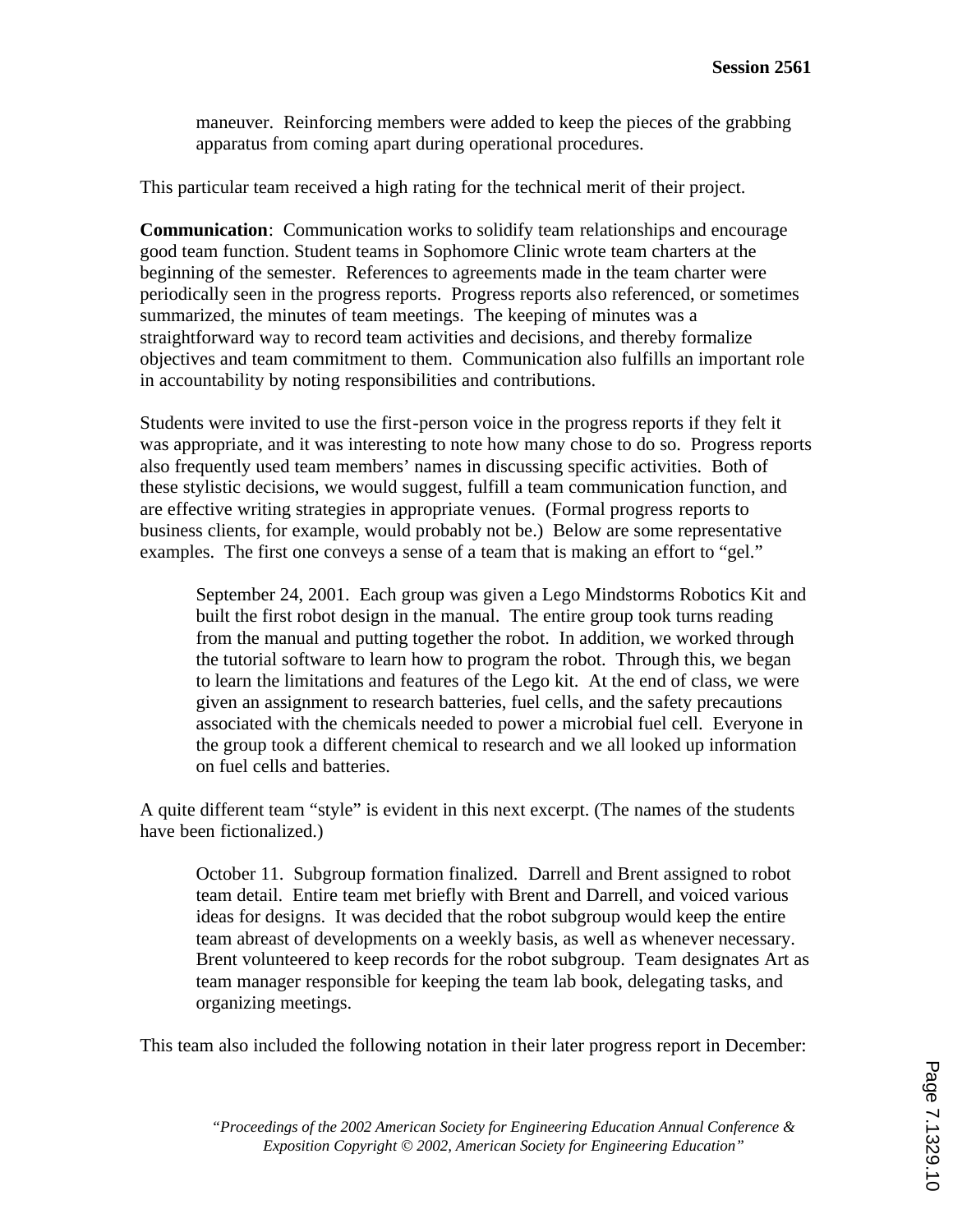maneuver. Reinforcing members were added to keep the pieces of the grabbing apparatus from coming apart during operational procedures.

This particular team received a high rating for the technical merit of their project.

**Communication**: Communication works to solidify team relationships and encourage good team function. Student teams in Sophomore Clinic wrote team charters at the beginning of the semester. References to agreements made in the team charter were periodically seen in the progress reports. Progress reports also referenced, or sometimes summarized, the minutes of team meetings. The keeping of minutes was a straightforward way to record team activities and decisions, and thereby formalize objectives and team commitment to them. Communication also fulfills an important role in accountability by noting responsibilities and contributions.

Students were invited to use the first-person voice in the progress reports if they felt it was appropriate, and it was interesting to note how many chose to do so. Progress reports also frequently used team members' names in discussing specific activities. Both of these stylistic decisions, we would suggest, fulfill a team communication function, and are effective writing strategies in appropriate venues. (Formal progress reports to business clients, for example, would probably not be.) Below are some representative examples. The first one conveys a sense of a team that is making an effort to "gel."

> September 24, 2001. Each group was given a Lego Mindstorms Robotics Kit and built the first robot design in the manual. The entire group took turns reading from the manual and putting together the robot. In addition, we worked through the tutorial software to learn how to program the robot. Through this, we began to learn the limitations and features of the Lego kit. At the end of class, we were given an assignment to research batteries, fuel cells, and the safety precautions associated with the chemicals needed to power a microbial fuel cell. Everyone in the group took a different chemical to research and we all looked up information on fuel cells and batteries.

A quite different team "style" is evident in this next excerpt. (The names of the students have been fictionalized.)

> October 11. Subgroup formation finalized. Darrell and Brent assigned to robot team detail. Entire team met briefly with Brent and Darrell, and voiced various ideas for designs. It was decided that the robot subgroup would keep the entire team abreast of developments on a weekly basis, as well as whenever necessary. Brent volunteered to keep records for the robot subgroup. Team designates Art as team manager responsible for keeping the team lab book, delegating tasks, and organizing meetings.

This team also included the following notation in their later progress report in December: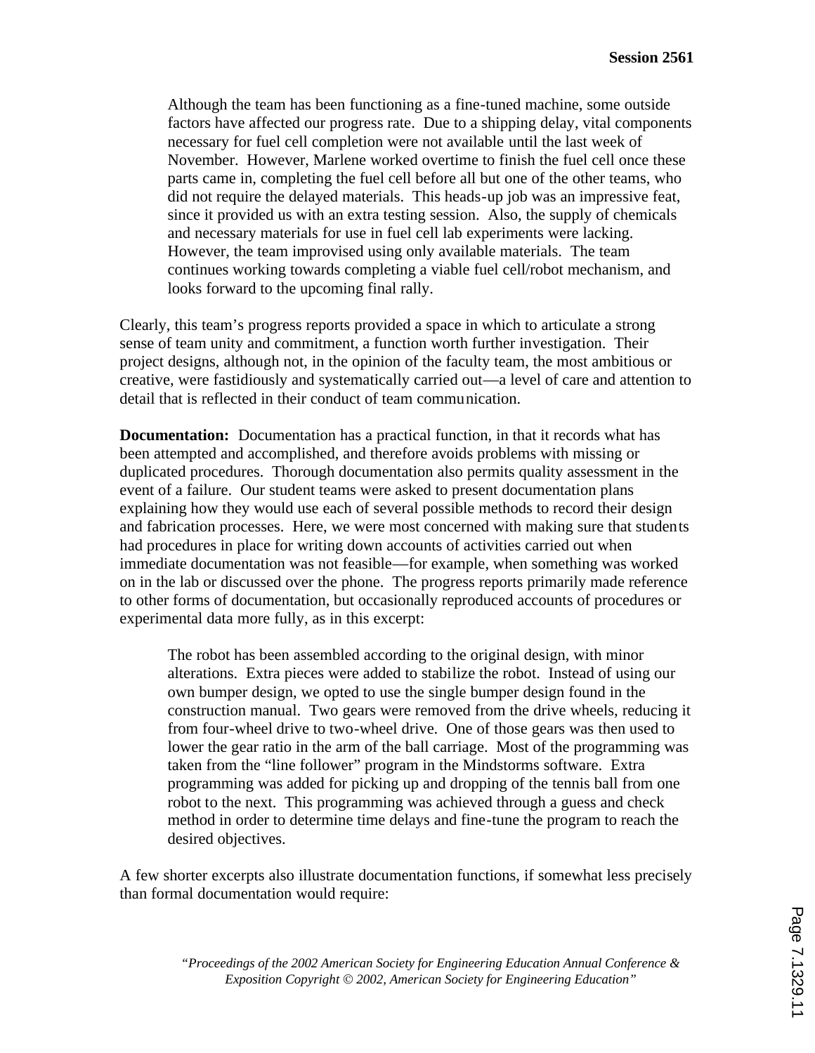> Although the team has been functioning as a fine-tuned machine, some outside factors have affected our progress rate. Due to a shipping delay, vital components necessary for fuel cell completion were not available until the last week of November. However, Marlene worked overtime to finish the fuel cell once these parts came in, completing the fuel cell before all but one of the other teams, who did not require the delayed materials. This heads-up job was an impressive feat, since it provided us with an extra testing session. Also, the supply of chemicals and necessary materials for use in fuel cell lab experiments were lacking. However, the team improvised using only available materials. The team continues working towards completing a viable fuel cell/robot mechanism, and looks forward to the upcoming final rally.

Clearly, this team's progress reports provided a space in which to articulate a strong sense of team unity and commitment, a function worth further investigation. Their project designs, although not, in the opinion of the faculty team, the most ambitious or creative, were fastidiously and systematically carried out—a level of care and attention to detail that is reflected in their conduct of team communication.

**Documentation:** Documentation has a practical function, in that it records what has been attempted and accomplished, and therefore avoids problems with missing or duplicated procedures. Thorough documentation also permits quality assessment in the event of a failure. Our student teams were asked to present documentation plans explaining how they would use each of several possible methods to record their design and fabrication processes. Here, we were most concerned with making sure that students had procedures in place for writing down accounts of activities carried out when immediate documentation was not feasible—for example, when something was worked on in the lab or discussed over the phone. The progress reports primarily made reference to other forms of documentation, but occasionally reproduced accounts of procedures or experimental data more fully, as in this excerpt:

> The robot has been assembled according to the original design, with minor alterations. Extra pieces were added to stabilize the robot. Instead of using our own bumper design, we opted to use the single bumper design found in the construction manual. Two gears were removed from the drive wheels, reducing it from four-wheel drive to two-wheel drive. One of those gears was then used to lower the gear ratio in the arm of the ball carriage. Most of the programming was taken from the "line follower" program in the Mindstorms software. Extra programming was added for picking up and dropping of the tennis ball from one robot to the next. This programming was achieved through a guess and check method in order to determine time delays and fine-tune the program to reach the desired objectives.

A few shorter excerpts also illustrate documentation functions, if somewhat less precisely than formal documentation would require: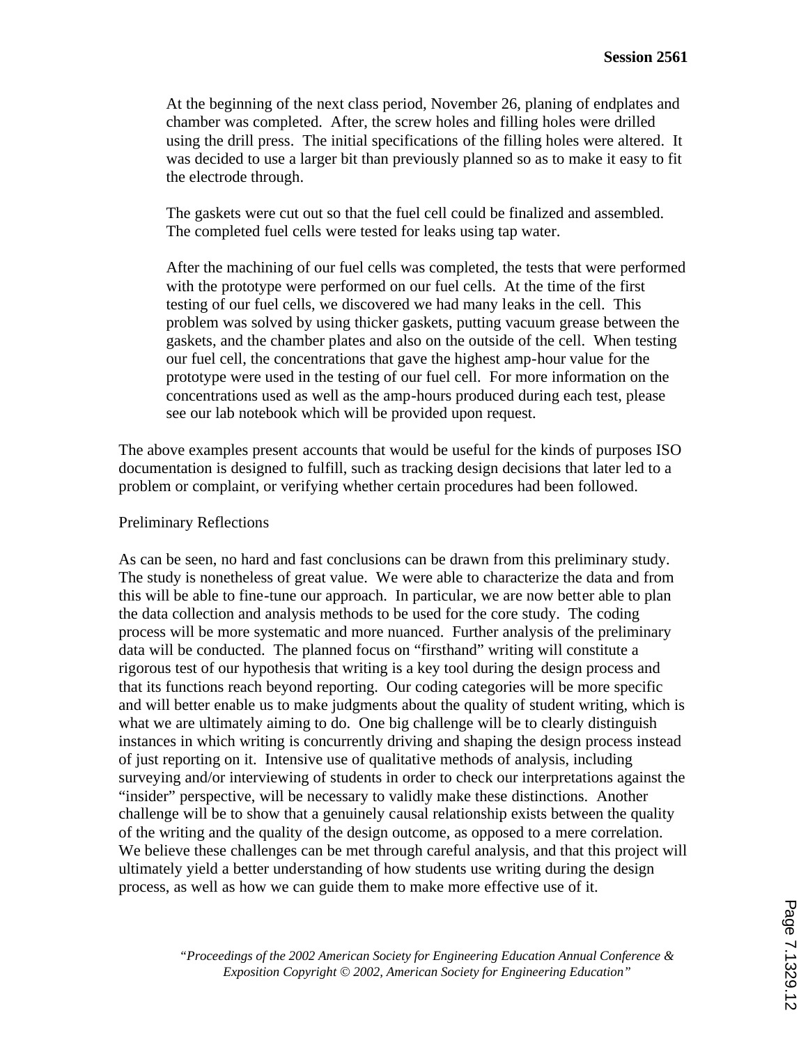> At the beginning of the next class period, November 26, planing of endplates and chamber was completed. After, the screw holes and filling holes were drilled using the drill press. The initial specifications of the filling holes were altered. It was decided to use a larger bit than previously planned so as to make it easy to fit the electrode through.
>
> The gaskets were cut out so that the fuel cell could be finalized and assembled. The completed fuel cells were tested for leaks using tap water.
>
> After the machining of our fuel cells was completed, the tests that were performed with the prototype were performed on our fuel cells. At the time of the first testing of our fuel cells, we discovered we had many leaks in the cell. This problem was solved by using thicker gaskets, putting vacuum grease between the gaskets, and the chamber plates and also on the outside of the cell. When testing our fuel cell, the concentrations that gave the highest amp-hour value for the prototype were used in the testing of our fuel cell. For more information on the concentrations used as well as the amp-hours produced during each test, please see our lab notebook which will be provided upon request.

The above examples present accounts that would be useful for the kinds of purposes ISO documentation is designed to fulfill, such as tracking design decisions that later led to a problem or complaint, or verifying whether certain procedures had been followed.

## Preliminary Reflections

As can be seen, no hard and fast conclusions can be drawn from this preliminary study. The study is nonetheless of great value. We were able to characterize the data and from this will be able to fine-tune our approach. In particular, we are now better able to plan the data collection and analysis methods to be used for the core study. The coding process will be more systematic and more nuanced. Further analysis of the preliminary data will be conducted. The planned focus on "firsthand" writing will constitute a rigorous test of our hypothesis that writing is a key tool during the design process and that its functions reach beyond reporting. Our coding categories will be more specific and will better enable us to make judgments about the quality of student writing, which is what we are ultimately aiming to do. One big challenge will be to clearly distinguish instances in which writing is concurrently driving and shaping the design process instead of just reporting on it. Intensive use of qualitative methods of analysis, including surveying and/or interviewing of students in order to check our interpretations against the "insider" perspective, will be necessary to validly make these distinctions. Another challenge will be to show that a genuinely causal relationship exists between the quality of the writing and the quality of the design outcome, as opposed to a mere correlation. We believe these challenges can be met through careful analysis, and that this project will ultimately yield a better understanding of how students use writing during the design process, as well as how we can guide them to make more effective use of it.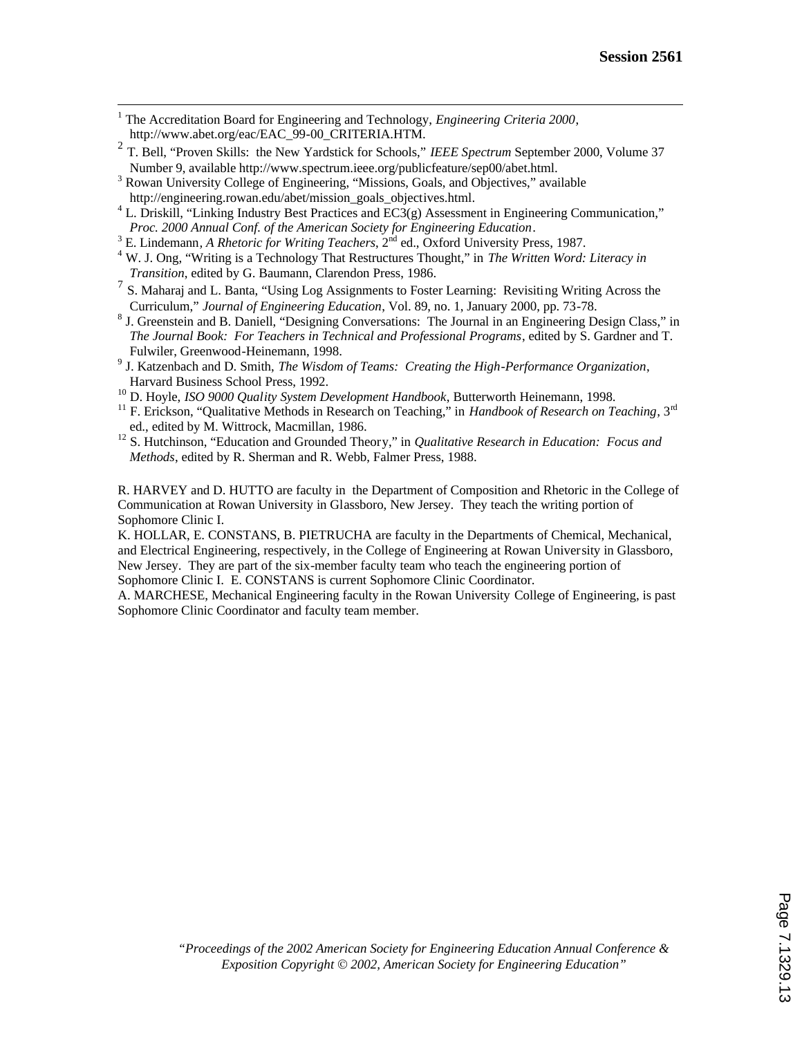[1] The Accreditation Board for Engineering and Technology, *Engineering Criteria 2000*, http://www.abet.org/eac/EAC_99-00_CRITERIA.HTM.

[2] T. Bell, "Proven Skills: the New Yardstick for Schools," *IEEE Spectrum* September 2000, Volume 37 Number 9, available http://www.spectrum.ieee.org/publicfeature/sep00/abet.html.

[3] Rowan University College of Engineering, "Missions, Goals, and Objectives," available http://engineering.rowan.edu/abet/mission_goals_objectives.html.

[4] L. Driskill, "Linking Industry Best Practices and EC3(g) Assessment in Engineering Communication," *Proc. 2000 Annual Conf. of the American Society for Engineering Education*.

[3] E. Lindemann, *A Rhetoric for Writing Teachers*, 2nd ed., Oxford University Press, 1987.

[4] W. J. Ong, "Writing is a Technology That Restructures Thought," in *The Written Word: Literacy in Transition*, edited by G. Baumann, Clarendon Press, 1986.

[7] S. Maharaj and L. Banta, "Using Log Assignments to Foster Learning: Revisiting Writing Across the Curriculum," *Journal of Engineering Education*, Vol. 89, no. 1, January 2000, pp. 73-78.

[8] J. Greenstein and B. Daniell, "Designing Conversations: The Journal in an Engineering Design Class," in *The Journal Book: For Teachers in Technical and Professional Programs*, edited by S. Gardner and T. Fulwiler, Greenwood-Heinemann, 1998.

[9] J. Katzenbach and D. Smith, *The Wisdom of Teams: Creating the High-Performance Organization*, Harvard Business School Press, 1992.

[10] D. Hoyle, *ISO 9000 Quality System Development Handbook*, Butterworth Heinemann, 1998.

[11] F. Erickson, "Qualitative Methods in Research on Teaching," in *Handbook of Research on Teaching*, 3rd ed., edited by M. Wittrock, Macmillan, 1986.

[12] S. Hutchinson, "Education and Grounded Theory," in *Qualitative Research in Education: Focus and Methods*, edited by R. Sherman and R. Webb, Falmer Press, 1988.

R. HARVEY and D. HUTTO are faculty in the Department of Composition and Rhetoric in the College of Communication at Rowan University in Glassboro, New Jersey. They teach the writing portion of Sophomore Clinic I.

K. HOLLAR, E. CONSTANS, B. PIETRUCHA are faculty in the Departments of Chemical, Mechanical, and Electrical Engineering, respectively, in the College of Engineering at Rowan University in Glassboro, New Jersey. They are part of the six-member faculty team who teach the engineering portion of Sophomore Clinic I. E. CONSTANS is current Sophomore Clinic Coordinator.

A. MARCHESE, Mechanical Engineering faculty in the Rowan University College of Engineering, is past Sophomore Clinic Coordinator and faculty team member.